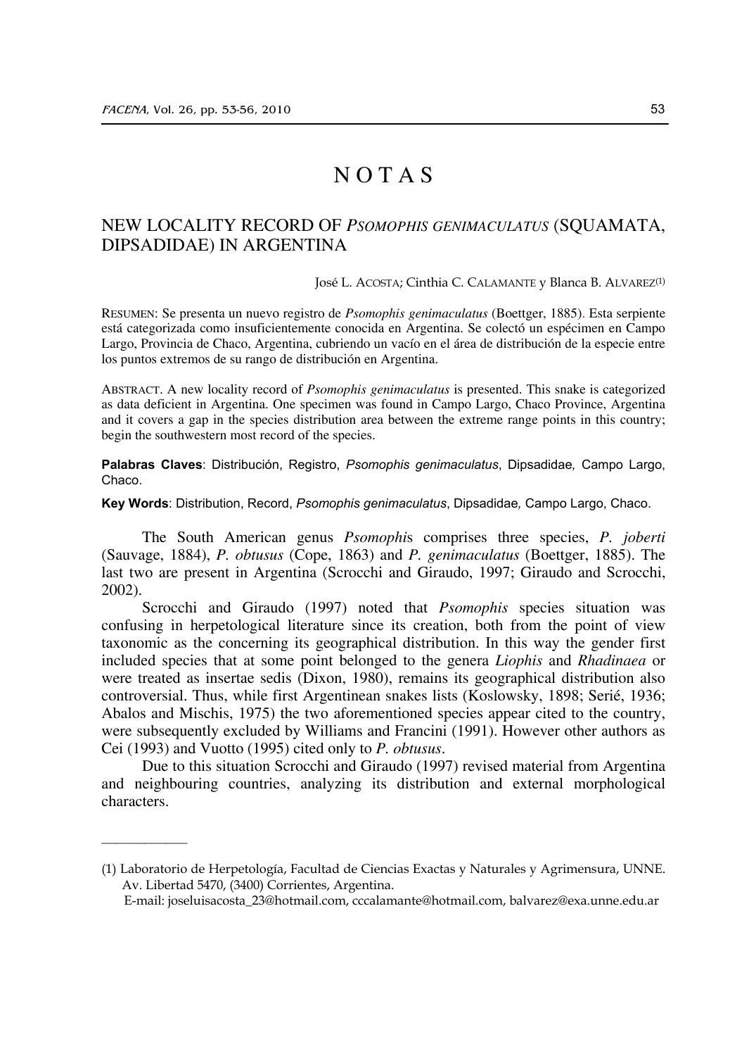# N O T A S

## NEW LOCALITY RECORD OF *PSOMOPHIS GENIMACULATUS* (SQUAMATA, DIPSADIDAE) IN ARGENTINA

José L. ACOSTA; Cinthia C. CALAMANTE y Blanca B. ALVAREZ[1]

RESUMEN: Se presenta un nuevo registro de *Psomophis genimaculatus* (Boettger, 1885). Esta serpiente está categorizada como insuficientemente conocida en Argentina. Se colectó un espécimen en Campo Largo, Provincia de Chaco, Argentina, cubriendo un vacío en el área de distribución de la especie entre los puntos extremos de su rango de distribución en Argentina.

ABSTRACT. A new locality record of *Psomophis genimaculatus* is presented. This snake is categorized as data deficient in Argentina. One specimen was found in Campo Largo, Chaco Province, Argentina and it covers a gap in the species distribution area between the extreme range points in this country; begin the southwestern most record of the species.

**Palabras Claves**: Distribución, Registro, *Psomophis genimaculatus*, Dipsadidae, Campo Largo, Chaco.

**Key Words**: Distribution, Record, *Psomophis genimaculatus*, Dipsadidae, Campo Largo, Chaco.

The South American genus *Psomophi*s comprises three species, *P. joberti* (Sauvage, 1884), *P. obtusus* (Cope, 1863) and *P. genimaculatus* (Boettger, 1885). The last two are present in Argentina (Scrocchi and Giraudo, 1997; Giraudo and Scrocchi, 2002).

Scrocchi and Giraudo (1997) noted that *Psomophis* species situation was confusing in herpetological literature since its creation, both from the point of view taxonomic as the concerning its geographical distribution. In this way the gender first included species that at some point belonged to the genera *Liophis* and *Rhadinaea* or were treated as insertae sedis (Dixon, 1980), remains its geographical distribution also controversial. Thus, while first Argentinean snakes lists (Koslowsky, 1898; Serié, 1936; Abalos and Mischis, 1975) the two aforementioned species appear cited to the country, were subsequently excluded by Williams and Francini (1991). However other authors as Cei (1993) and Vuotto (1995) cited only to *P. obtusus*.

Due to this situation Scrocchi and Giraudo (1997) revised material from Argentina and neighbouring countries, analyzing its distribution and external morphological characters.

---

(1) Laboratorio de Herpetología, Facultad de Ciencias Exactas y Naturales y Agrimensura, UNNE. Av. Libertad 5470, (3400) Corrientes, Argentina.
E-mail: joseluisacosta_23@hotmail.com, cccalamante@hotmail.com, balvarez@exa.unne.edu.ar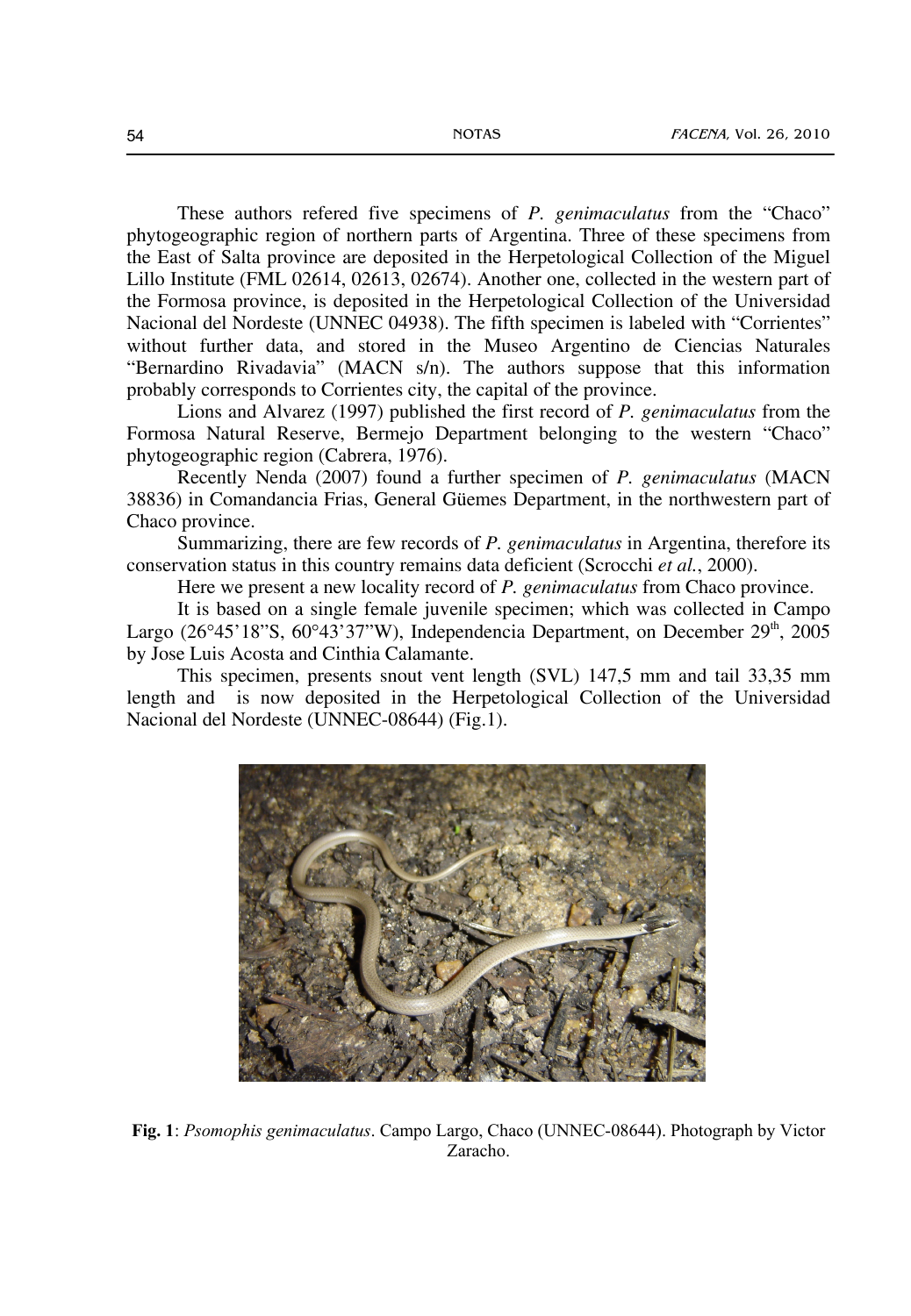These authors refered five specimens of *P. genimaculatus* from the "Chaco" phytogeographic region of northern parts of Argentina. Three of these specimens from the East of Salta province are deposited in the Herpetological Collection of the Miguel Lillo Institute (FML 02614, 02613, 02674). Another one, collected in the western part of the Formosa province, is deposited in the Herpetological Collection of the Universidad Nacional del Nordeste (UNNEC 04938). The fifth specimen is labeled with "Corrientes" without further data, and stored in the Museo Argentino de Ciencias Naturales "Bernardino Rivadavia" (MACN s/n). The authors suppose that this information probably corresponds to Corrientes city, the capital of the province.

Lions and Alvarez (1997) published the first record of *P. genimaculatus* from the Formosa Natural Reserve, Bermejo Department belonging to the western "Chaco" phytogeographic region (Cabrera, 1976).

Recently Nenda (2007) found a further specimen of *P. genimaculatus* (MACN 38836) in Comandancia Frias, General Güemes Department, in the northwestern part of Chaco province.

Summarizing, there are few records of *P. genimaculatus* in Argentina, therefore its conservation status in this country remains data deficient (Scrocchi *et al.*, 2000).

Here we present a new locality record of *P. genimaculatus* from Chaco province.

It is based on a single female juvenile specimen; which was collected in Campo Largo (26°45'18"S, 60°43'37"W), Independencia Department, on December 29th, 2005 by Jose Luis Acosta and Cinthia Calamante.

This specimen, presents snout vent length (SVL) 147,5 mm and tail 33,35 mm length and is now deposited in the Herpetological Collection of the Universidad Nacional del Nordeste (UNNEC-08644) (Fig.1).

**Fig. 1**: *Psomophis genimaculatus*. Campo Largo, Chaco (UNNEC-08644). Photograph by Victor Zaracho.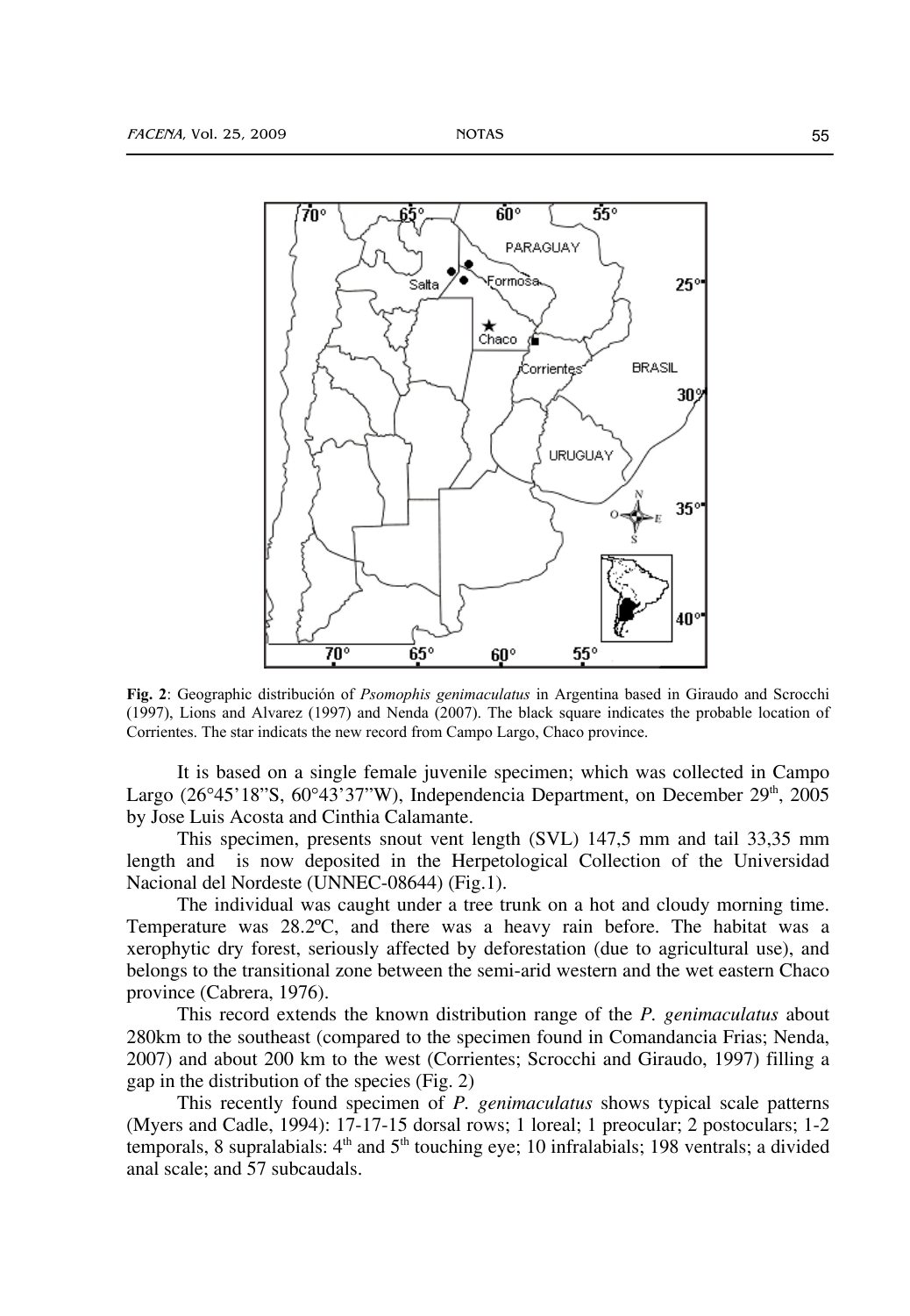**Fig. 2**: Geographic distribución of *Psomophis genimaculatus* in Argentina based in Giraudo and Scrocchi (1997), Lions and Alvarez (1997) and Nenda (2007). The black square indicates the probable location of Corrientes. The star indicats the new record from Campo Largo, Chaco province.

It is based on a single female juvenile specimen; which was collected in Campo Largo (26°45'18"S, 60°43'37"W), Independencia Department, on December 29th, 2005 by Jose Luis Acosta and Cinthia Calamante.

This specimen, presents snout vent length (SVL) 147,5 mm and tail 33,35 mm length and is now deposited in the Herpetological Collection of the Universidad Nacional del Nordeste (UNNEC-08644) (Fig.1).

The individual was caught under a tree trunk on a hot and cloudy morning time. Temperature was 28.2ºC, and there was a heavy rain before. The habitat was a xerophytic dry forest, seriously affected by deforestation (due to agricultural use), and belongs to the transitional zone between the semi-arid western and the wet eastern Chaco province (Cabrera, 1976).

This record extends the known distribution range of the *P. genimaculatus* about 280km to the southeast (compared to the specimen found in Comandancia Frias; Nenda, 2007) and about 200 km to the west (Corrientes; Scrocchi and Giraudo, 1997) filling a gap in the distribution of the species (Fig. 2)

This recently found specimen of *P. genimaculatus* shows typical scale patterns (Myers and Cadle, 1994): 17-17-15 dorsal rows; 1 loreal; 1 preocular; 2 postoculars; 1-2 temporals, 8 supralabials: 4th and 5th touching eye; 10 infralabials; 198 ventrals; a divided anal scale; and 57 subcaudals.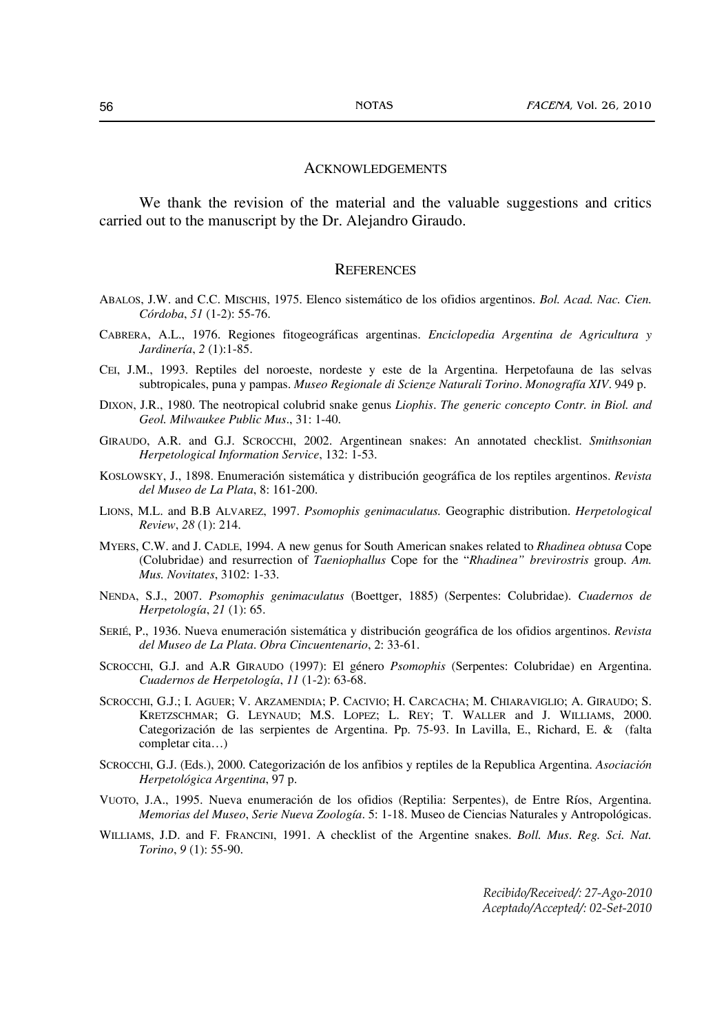## Acknowledgements

We thank the revision of the material and the valuable suggestions and critics carried out to the manuscript by the Dr. Alejandro Giraudo.

## References

ABALOS, J.W. and C.C. MISCHIS, 1975. Elenco sistemático de los ofidios argentinos. *Bol. Acad. Nac. Cien. Córdoba*, *51* (1-2): 55-76.

CABRERA, A.L., 1976. Regiones fitogeográficas argentinas. *Enciclopedia Argentina de Agricultura y Jardinería*, *2* (1):1-85.

CEI, J.M., 1993. Reptiles del noroeste, nordeste y este de la Argentina. Herpetofauna de las selvas subtropicales, puna y pampas. *Museo Regionale di Scienze Naturali Torino*. *Monografía XIV*. 949 p.

DIXON, J.R., 1980. The neotropical colubrid snake genus *Liophis*. *The generic concepto Contr. in Biol. and Geol. Milwaukee Public Mus*., 31: 1-40.

GIRAUDO, A.R. and G.J. SCROCCHI, 2002. Argentinean snakes: An annotated checklist. *Smithsonian Herpetological Information Service*, 132: 1-53.

KOSLOWSKY, J., 1898. Enumeración sistemática y distribución geográfica de los reptiles argentinos. *Revista del Museo de La Plata*, 8: 161-200.

LIONS, M.L. and B.B ALVAREZ, 1997. *Psomophis genimaculatus.* Geographic distribution. *Herpetological Review*, *28* (1): 214.

MYERS, C.W. and J. CADLE, 1994. A new genus for South American snakes related to *Rhadinea obtusa* Cope (Colubridae) and resurrection of *Taeniophallus* Cope for the "*Rhadinea" brevirostris* group. *Am. Mus. Novitates*, 3102: 1-33.

NENDA, S.J., 2007. *Psomophis genimaculatus* (Boettger, 1885) (Serpentes: Colubridae). *Cuadernos de Herpetología*, *21* (1): 65.

SERIÉ, P., 1936. Nueva enumeración sistemática y distribución geográfica de los ofidios argentinos. *Revista del Museo de La Plata*. *Obra Cincuentenario*, 2: 33-61.

SCROCCHI, G.J. and A.R GIRAUDO (1997): El género *Psomophis* (Serpentes: Colubridae) en Argentina. *Cuadernos de Herpetología*, *11* (1-2): 63-68.

SCROCCHI, G.J.; I. AGUER; V. ARZAMENDIA; P. CACIVIO; H. CARCACHA; M. CHIARAVIGLIO; A. GIRAUDO; S. KRETZSCHMAR; G. LEYNAUD; M.S. LOPEZ; L. REY; T. WALLER and J. WILLIAMS, 2000. Categorización de las serpientes de Argentina. Pp. 75-93. In Lavilla, E., Richard, E. & (falta completar cita…)

SCROCCHI, G.J. (Eds.), 2000. Categorización de los anfibios y reptiles de la Republica Argentina. *Asociación Herpetológica Argentina*, 97 p.

VUOTO, J.A., 1995. Nueva enumeración de los ofidios (Reptilia: Serpentes), de Entre Ríos, Argentina. *Memorias del Museo*, *Serie Nueva Zoología*. 5: 1-18. Museo de Ciencias Naturales y Antropológicas.

WILLIAMS, J.D. and F. FRANCINI, 1991. A checklist of the Argentine snakes. *Boll. Mus. Reg. Sci. Nat. Torino*, *9* (1): 55-90.

*Recibido/Received/: 27-Ago-2010*
*Aceptado/Accepted/: 02-Set-2010*